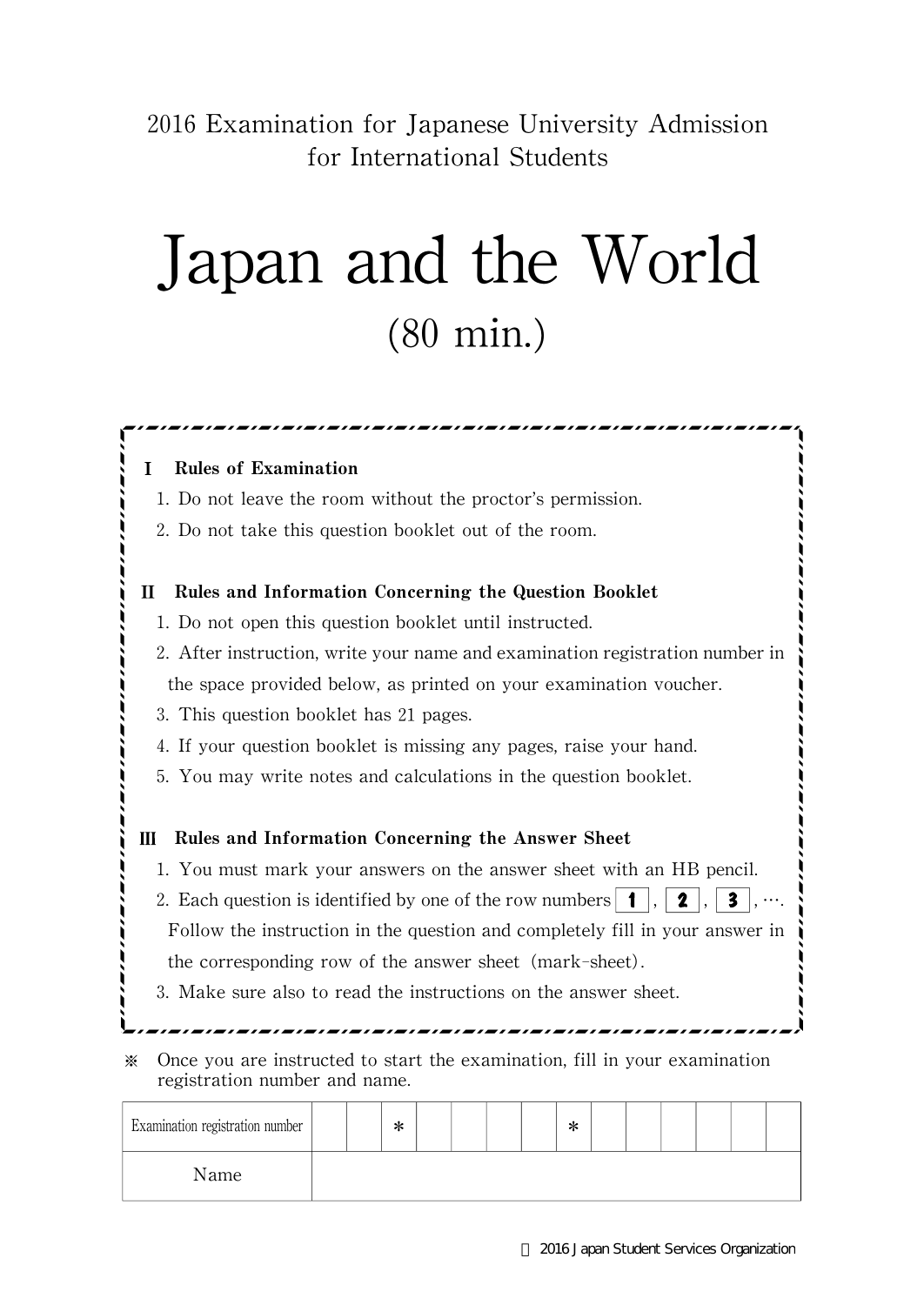2016 Examination for Japanese University Admission for International Students

# Japan and the World

(80 min.)

**Ⅰ Rules of Examination**

1. Do not leave the room without the proctor's permission.
2. Do not take this question booklet out of the room.

**Ⅱ Rules and Information Concerning the Question Booklet**

1. Do not open this question booklet until instructed.
2. After instruction, write your name and examination registration number in the space provided below, as printed on your examination voucher.
3. This question booklet has 21 pages.
4. If your question booklet is missing any pages, raise your hand.
5. You may write notes and calculations in the question booklet.

**Ⅲ Rules and Information Concerning the Answer Sheet**

1. You must mark your answers on the answer sheet with an HB pencil.
2. Each question is identified by one of the row numbers **1** , **2** , **3** , ⋯. Follow the instruction in the question and completely fill in your answer in the corresponding row of the answer sheet (mark-sheet).
3. Make sure also to read the instructions on the answer sheet.

※ Once you are instructed to start the examination, fill in your examination registration number and name.

| | | | | | | | | | | | | | | |
|---|---|---|---|---|---|---|---|---|---|---|---|---|---|---|
| Examination registration number | | | * | | | | | * | | | | | | |
| Name | | | | | | | | | | | | | | |

© 2016 Japan Student Services Organization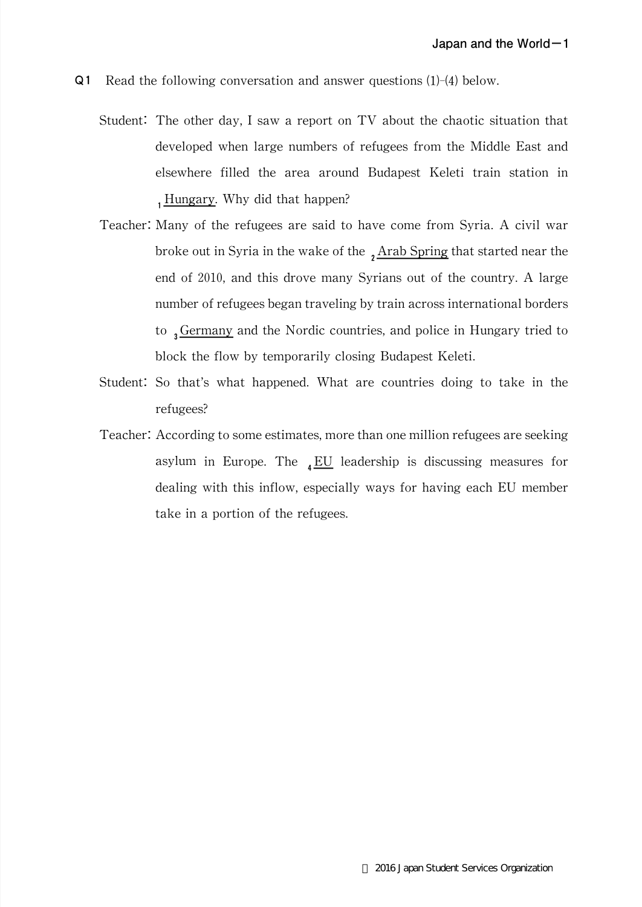**Q1** Read the following conversation and answer questions (1)-(4) below.

Student: The other day, I saw a report on TV about the chaotic situation that developed when large numbers of refugees from the Middle East and elsewhere filled the area around Budapest Keleti train station in [1]Hungary. Why did that happen?

Teacher: Many of the refugees are said to have come from Syria. A civil war broke out in Syria in the wake of the [2]Arab Spring that started near the end of 2010, and this drove many Syrians out of the country. A large number of refugees began traveling by train across international borders to [3]Germany and the Nordic countries, and police in Hungary tried to block the flow by temporarily closing Budapest Keleti.

Student: So that's what happened. What are countries doing to take in the refugees?

Teacher: According to some estimates, more than one million refugees are seeking asylum in Europe. The [4]EU leadership is discussing measures for dealing with this inflow, especially ways for having each EU member take in a portion of the refugees.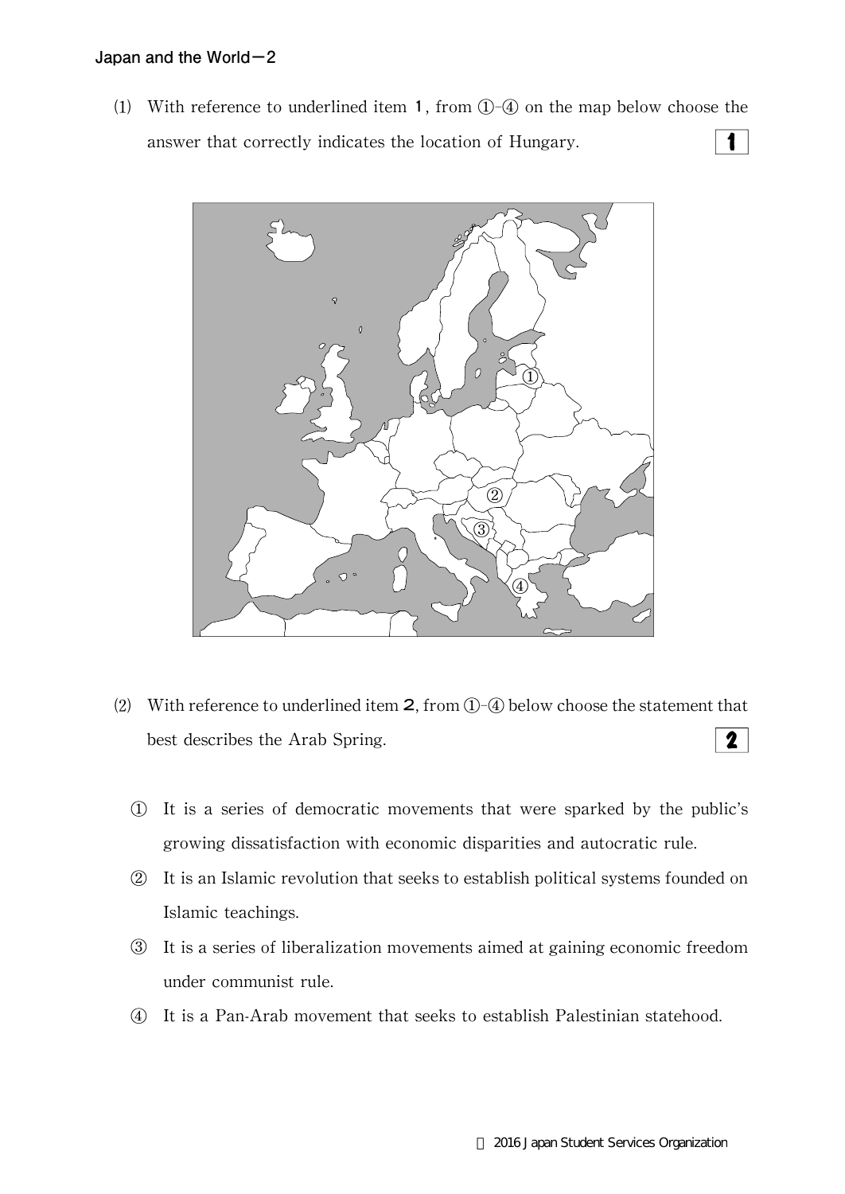(1) With reference to underlined item **1**, from ①-④ on the map below choose the answer that correctly indicates the location of Hungary. **1**

①
②
③
④

(2) With reference to underlined item **2**, from ①-④ below choose the statement that best describes the Arab Spring. **2**

① It is a series of democratic movements that were sparked by the public's growing dissatisfaction with economic disparities and autocratic rule.

② It is an Islamic revolution that seeks to establish political systems founded on Islamic teachings.

③ It is a series of liberalization movements aimed at gaining economic freedom under communist rule.

④ It is a Pan-Arab movement that seeks to establish Palestinian statehood.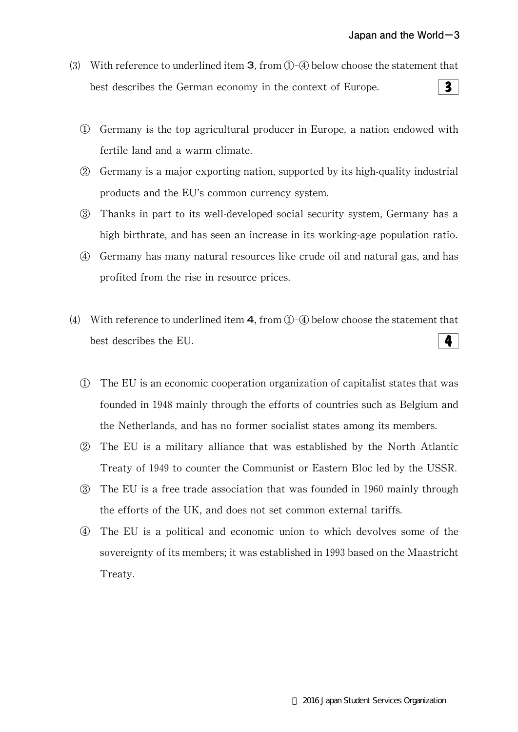(3) With reference to underlined item **3**, from ①–④ below choose the statement that best describes the German economy in the context of Europe. **3**

① Germany is the top agricultural producer in Europe, a nation endowed with fertile land and a warm climate.

② Germany is a major exporting nation, supported by its high-quality industrial products and the EU's common currency system.

③ Thanks in part to its well-developed social security system, Germany has a high birthrate, and has seen an increase in its working-age population ratio.

④ Germany has many natural resources like crude oil and natural gas, and has profited from the rise in resource prices.

(4) With reference to underlined item **4**, from ①–④ below choose the statement that best describes the EU. **4**

① The EU is an economic cooperation organization of capitalist states that was founded in 1948 mainly through the efforts of countries such as Belgium and the Netherlands, and has no former socialist states among its members.

② The EU is a military alliance that was established by the North Atlantic Treaty of 1949 to counter the Communist or Eastern Bloc led by the USSR.

③ The EU is a free trade association that was founded in 1960 mainly through the efforts of the UK, and does not set common external tariffs.

④ The EU is a political and economic union to which devolves some of the sovereignty of its members; it was established in 1993 based on the Maastricht Treaty.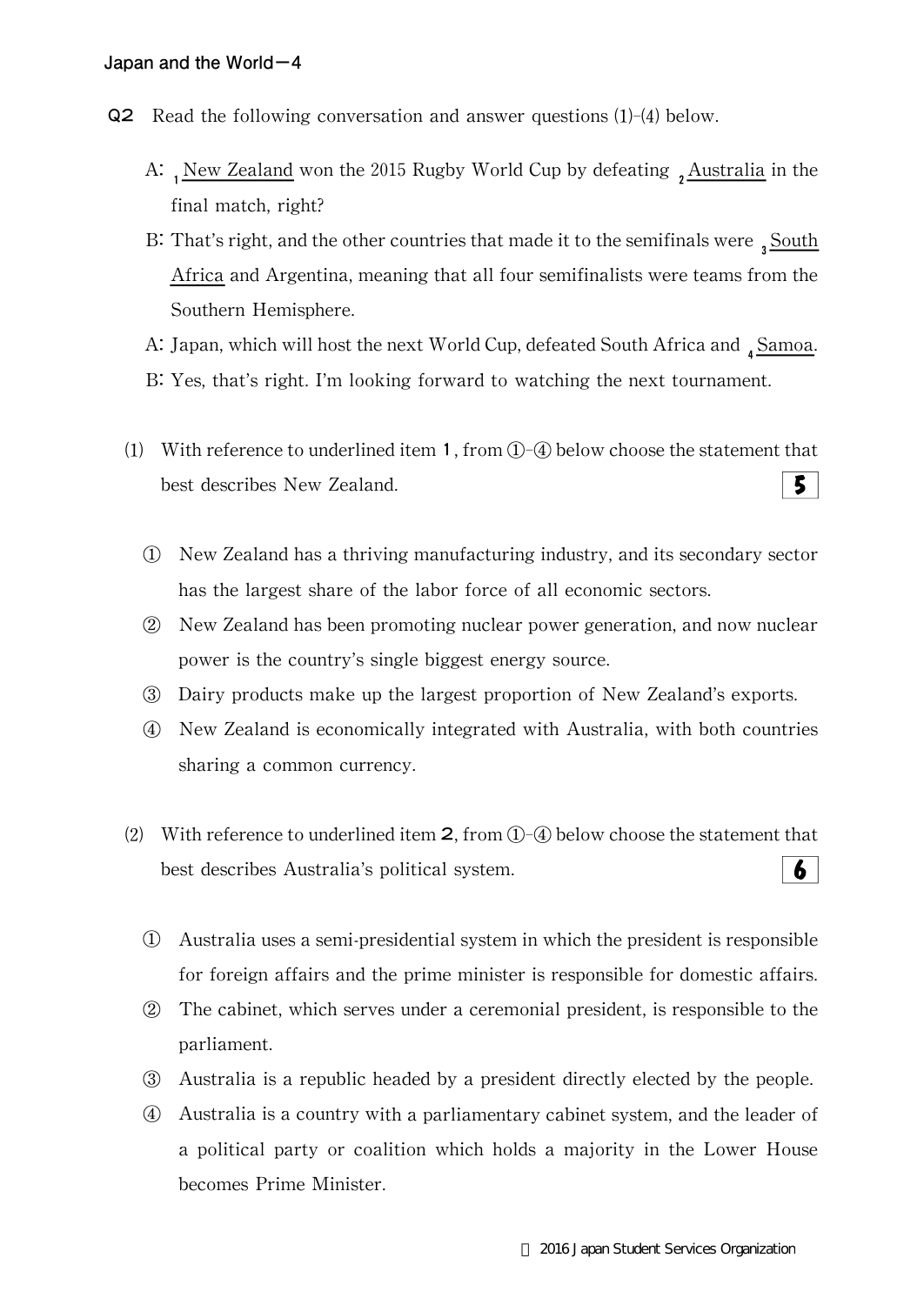**Q2** Read the following conversation and answer questions (1)-(4) below.

A: [1] New Zealand won the 2015 Rugby World Cup by defeating [2] Australia in the final match, right?

B: That's right, and the other countries that made it to the semifinals were [3] South Africa and Argentina, meaning that all four semifinalists were teams from the Southern Hemisphere.

A: Japan, which will host the next World Cup, defeated South Africa and [4] Samoa.

B: Yes, that's right. I'm looking forward to watching the next tournament.

(1) With reference to underlined item **1**, from ①-④ below choose the statement that best describes New Zealand. **5**

① New Zealand has a thriving manufacturing industry, and its secondary sector has the largest share of the labor force of all economic sectors.

② New Zealand has been promoting nuclear power generation, and now nuclear power is the country's single biggest energy source.

③ Dairy products make up the largest proportion of New Zealand's exports.

④ New Zealand is economically integrated with Australia, with both countries sharing a common currency.

(2) With reference to underlined item **2**, from ①-④ below choose the statement that best describes Australia's political system. **6**

① Australia uses a semi-presidential system in which the president is responsible for foreign affairs and the prime minister is responsible for domestic affairs.

② The cabinet, which serves under a ceremonial president, is responsible to the parliament.

③ Australia is a republic headed by a president directly elected by the people.

④ Australia is a country with a parliamentary cabinet system, and the leader of a political party or coalition which holds a majority in the Lower House becomes Prime Minister.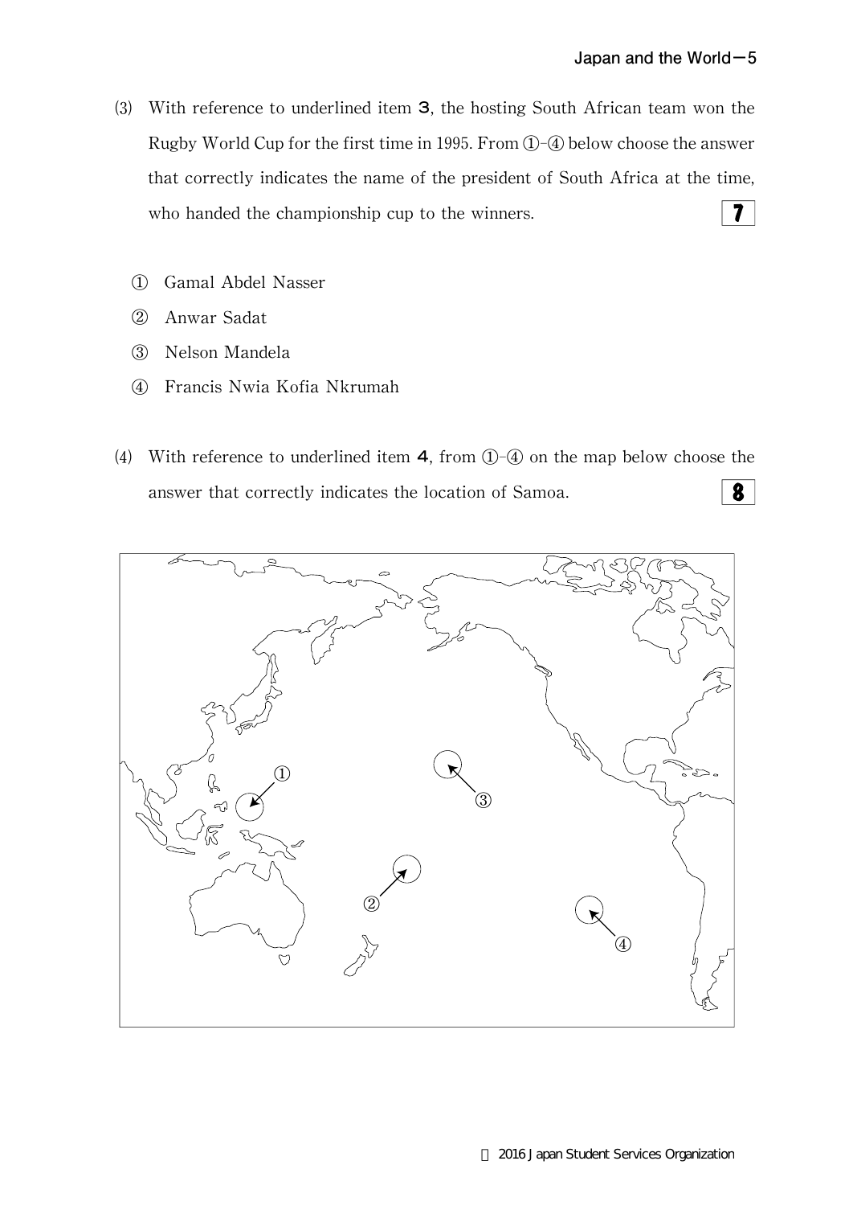(3) With reference to underlined item **3**, the hosting South African team won the Rugby World Cup for the first time in 1995. From ①-④ below choose the answer that correctly indicates the name of the president of South Africa at the time, who handed the championship cup to the winners. **7**

① Gamal Abdel Nasser

② Anwar Sadat

③ Nelson Mandela

④ Francis Nwia Kofia Nkrumah

(4) With reference to underlined item **4**, from ①-④ on the map below choose the answer that correctly indicates the location of Samoa. **8**

①

②

③

④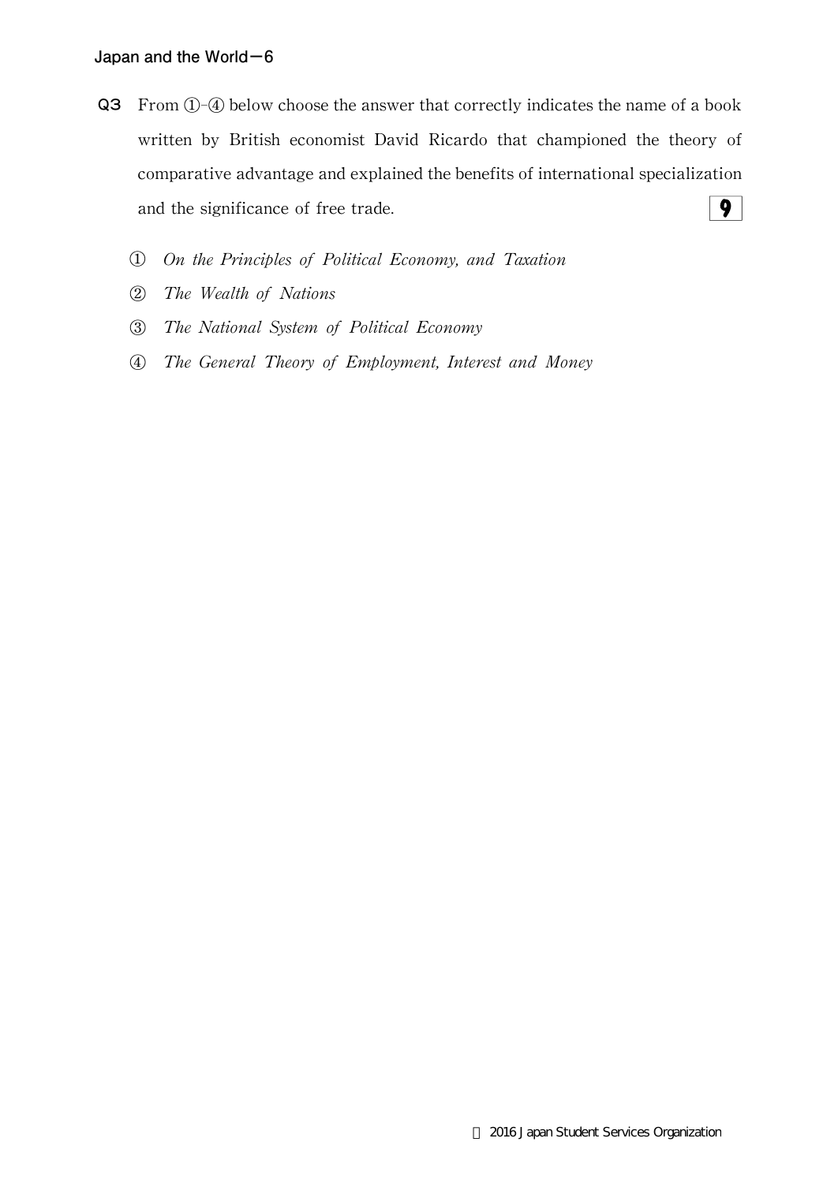**Q3** From ①-④ below choose the answer that correctly indicates the name of a book written by British economist David Ricardo that championed the theory of comparative advantage and explained the benefits of international specialization and the significance of free trade. **9**

① *On the Principles of Political Economy, and Taxation*

② *The Wealth of Nations*

③ *The National System of Political Economy*

④ *The General Theory of Employment, Interest and Money*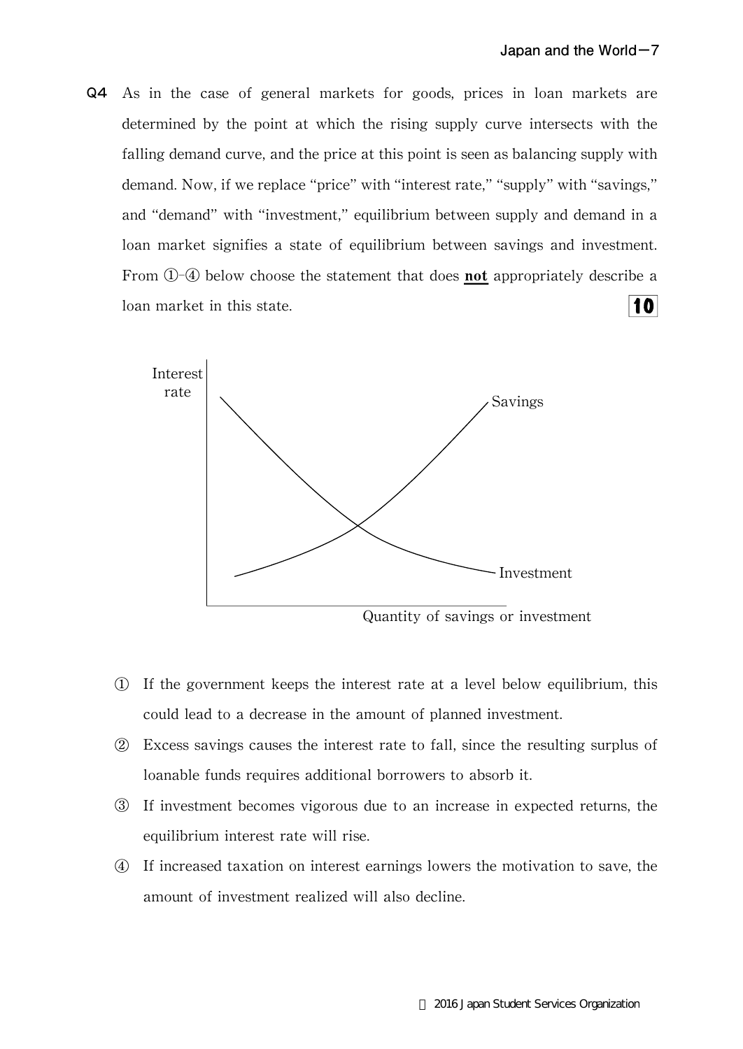**Q4** As in the case of general markets for goods, prices in loan markets are determined by the point at which the rising supply curve intersects with the falling demand curve, and the price at this point is seen as balancing supply with demand. Now, if we replace "price" with "interest rate," "supply" with "savings," and "demand" with "investment," equilibrium between supply and demand in a loan market signifies a state of equilibrium between savings and investment. From ①-④ below choose the statement that does **not** appropriately describe a loan market in this state. **10**

Interest rate

Savings

Investment

Quantity of savings or investment

① If the government keeps the interest rate at a level below equilibrium, this could lead to a decrease in the amount of planned investment.

② Excess savings causes the interest rate to fall, since the resulting surplus of loanable funds requires additional borrowers to absorb it.

③ If investment becomes vigorous due to an increase in expected returns, the equilibrium interest rate will rise.

④ If increased taxation on interest earnings lowers the motivation to save, the amount of investment realized will also decline.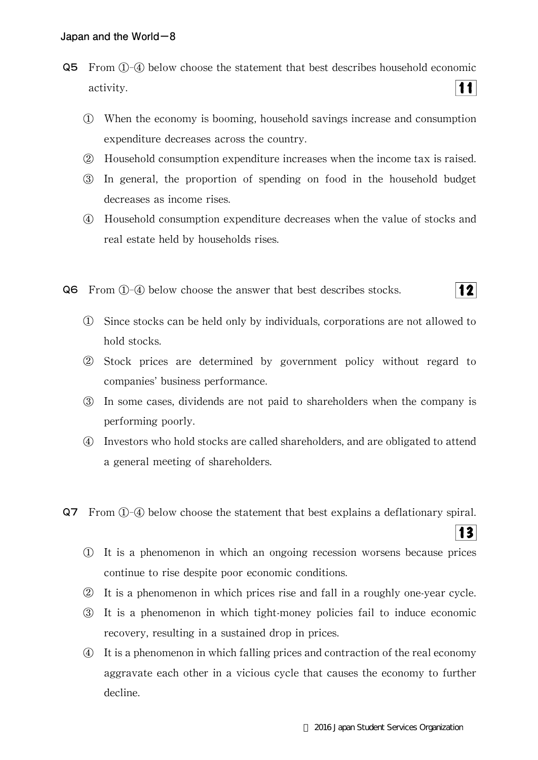**Q5** From ①-④ below choose the statement that best describes household economic activity. **11**

① When the economy is booming, household savings increase and consumption expenditure decreases across the country.

② Household consumption expenditure increases when the income tax is raised.

③ In general, the proportion of spending on food in the household budget decreases as income rises.

④ Household consumption expenditure decreases when the value of stocks and real estate held by households rises.

**Q6** From ①-④ below choose the answer that best describes stocks. **12**

① Since stocks can be held only by individuals, corporations are not allowed to hold stocks.

② Stock prices are determined by government policy without regard to companies' business performance.

③ In some cases, dividends are not paid to shareholders when the company is performing poorly.

④ Investors who hold stocks are called shareholders, and are obligated to attend a general meeting of shareholders.

**Q7** From ①-④ below choose the statement that best explains a deflationary spiral. **13**

① It is a phenomenon in which an ongoing recession worsens because prices continue to rise despite poor economic conditions.

② It is a phenomenon in which prices rise and fall in a roughly one-year cycle.

③ It is a phenomenon in which tight-money policies fail to induce economic recovery, resulting in a sustained drop in prices.

④ It is a phenomenon in which falling prices and contraction of the real economy aggravate each other in a vicious cycle that causes the economy to further decline.

© 2016 Japan Student Services Organization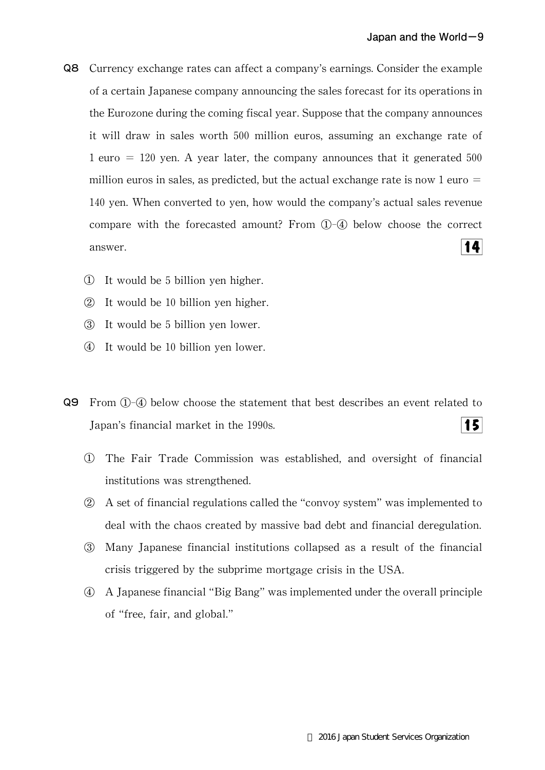**Q8** Currency exchange rates can affect a company's earnings. Consider the example of a certain Japanese company announcing the sales forecast for its operations in the Eurozone during the coming fiscal year. Suppose that the company announces it will draw in sales worth 500 million euros, assuming an exchange rate of 1 euro = 120 yen. A year later, the company announces that it generated 500 million euros in sales, as predicted, but the actual exchange rate is now 1 euro = 140 yen. When converted to yen, how would the company's actual sales revenue compare with the forecasted amount? From ①-④ below choose the correct answer. **14**

① It would be 5 billion yen higher.

② It would be 10 billion yen higher.

③ It would be 5 billion yen lower.

④ It would be 10 billion yen lower.

**Q9** From ①-④ below choose the statement that best describes an event related to Japan's financial market in the 1990s. **15**

① The Fair Trade Commission was established, and oversight of financial institutions was strengthened.

② A set of financial regulations called the "convoy system" was implemented to deal with the chaos created by massive bad debt and financial deregulation.

③ Many Japanese financial institutions collapsed as a result of the financial crisis triggered by the subprime mortgage crisis in the USA.

④ A Japanese financial "Big Bang" was implemented under the overall principle of "free, fair, and global."

© 2016 Japan Student Services Organization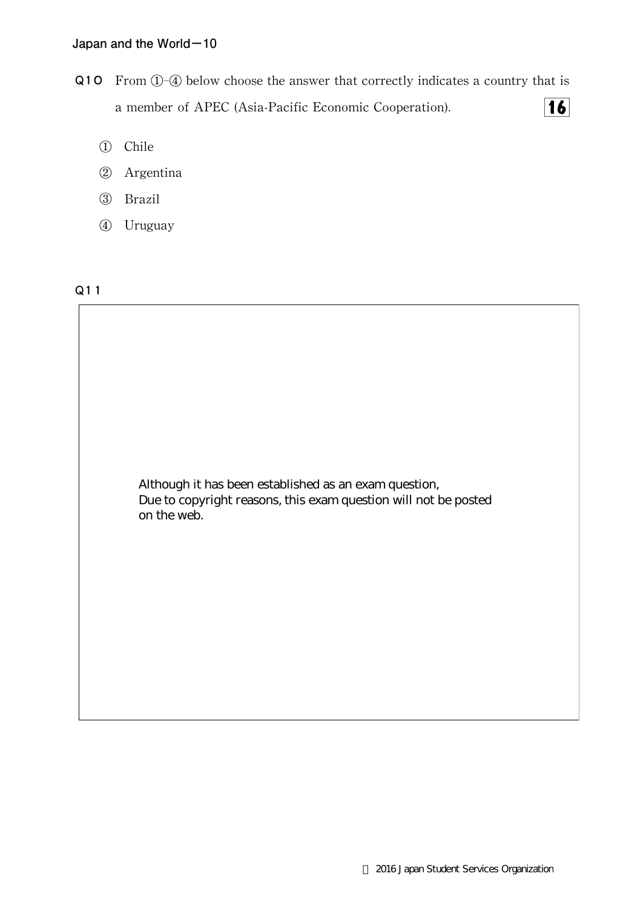**Q10** From ①-④ below choose the answer that correctly indicates a country that is a member of APEC (Asia-Pacific Economic Cooperation). **16**

① Chile

② Argentina

③ Brazil

④ Uruguay

**Q11**

Although it has been established as an exam question,
Due to copyright reasons, this exam question will not be posted on the web.

© 2016 Japan Student Services Organization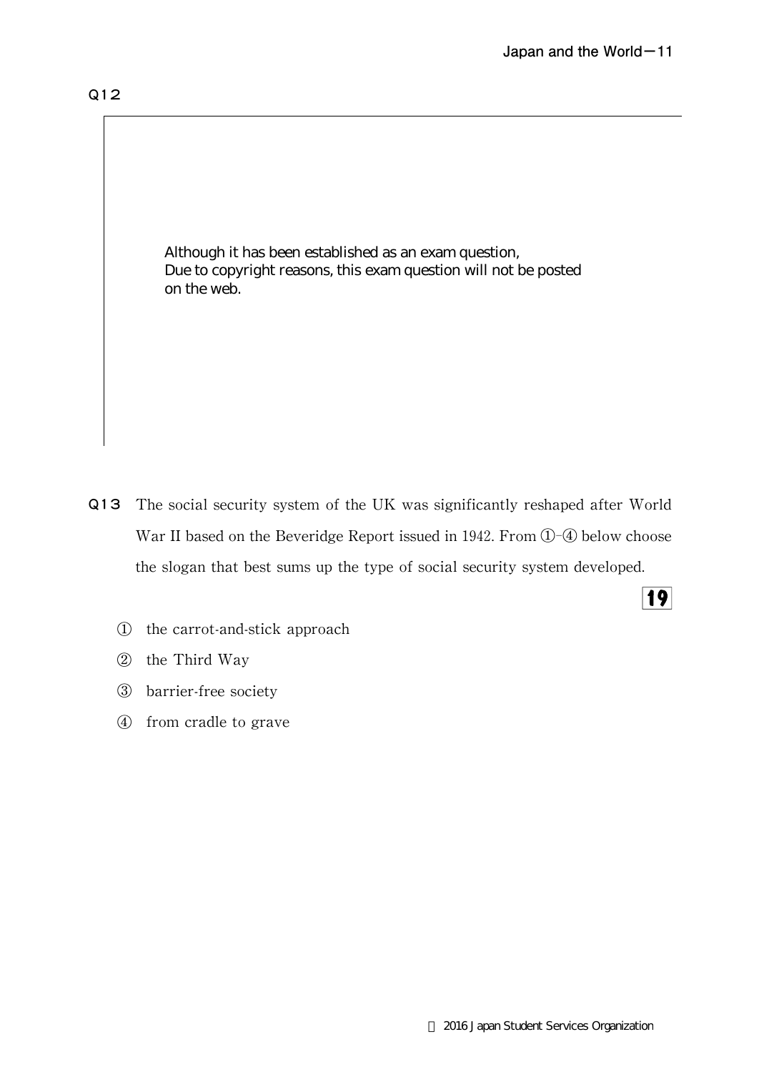Q12

Although it has been established as an exam question,
Due to copyright reasons, this exam question will not be posted on the web.

Q13 The social security system of the UK was significantly reshaped after World War II based on the Beveridge Report issued in 1942. From ①-④ below choose the slogan that best sums up the type of social security system developed.

**19**

① the carrot-and-stick approach

② the Third Way

③ barrier-free society

④ from cradle to grave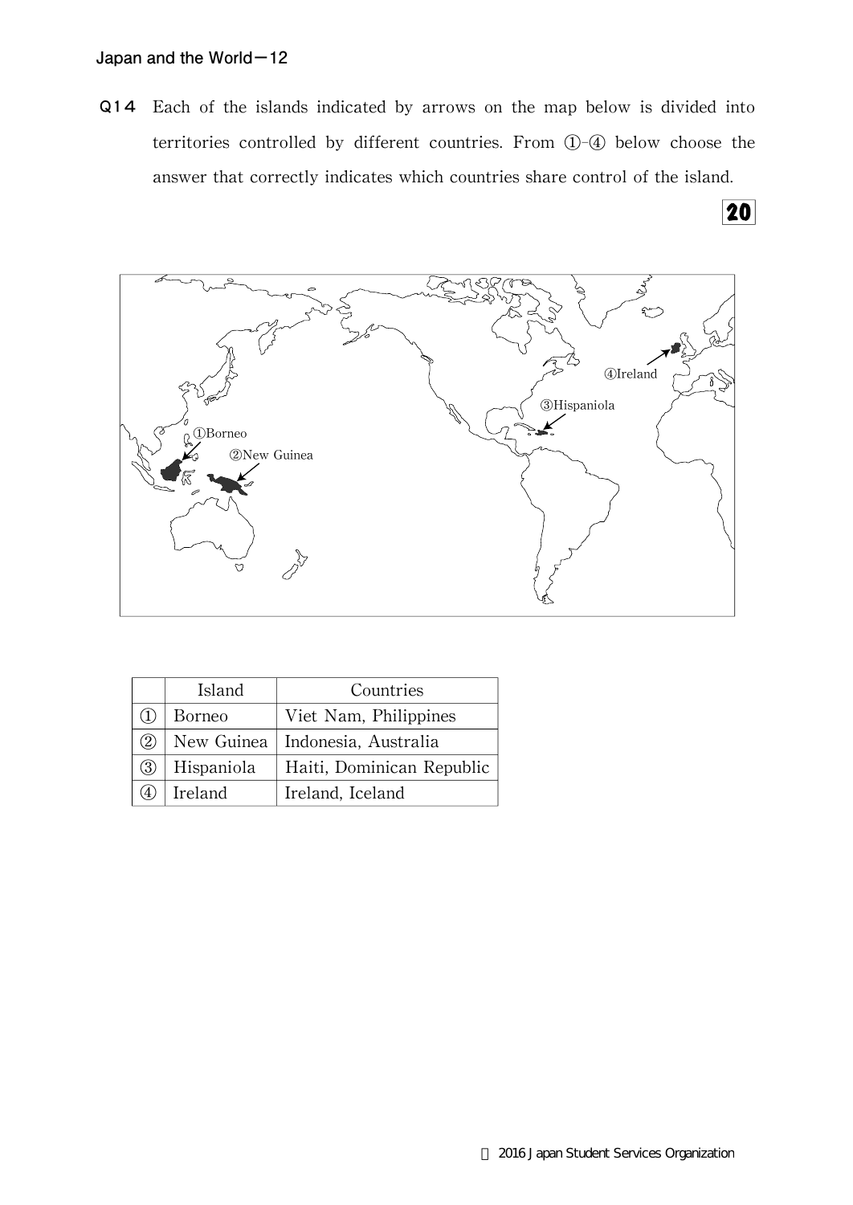**Q14** Each of the islands indicated by arrows on the map below is divided into territories controlled by different countries. From ①-④ below choose the answer that correctly indicates which countries share control of the island.

**20**

①Borneo

②New Guinea

③Hispaniola

④Ireland

| | Island | Countries |
|---|---|---|
| ① | Borneo | Viet Nam, Philippines |
| ② | New Guinea | Indonesia, Australia |
| ③ | Hispaniola | Haiti, Dominican Republic |
| ④ | Ireland | Ireland, Iceland |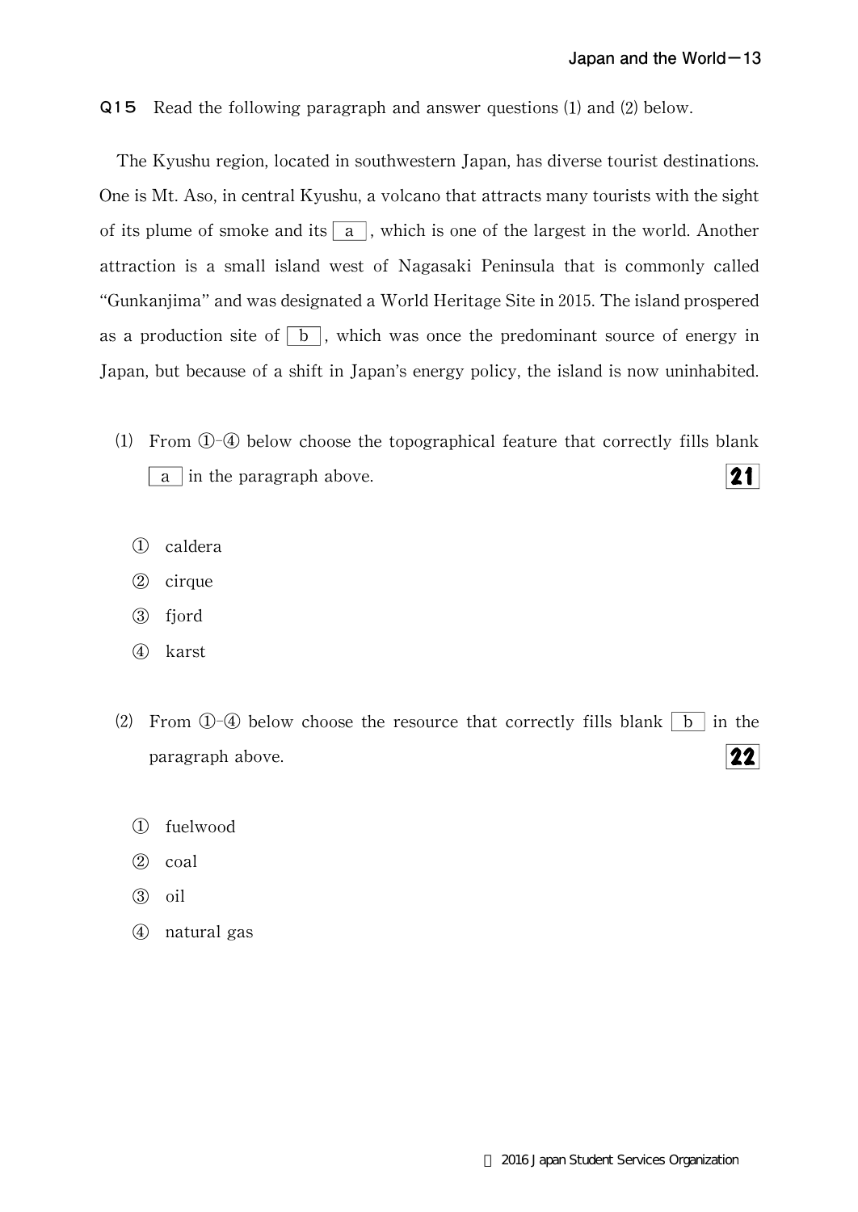**Q15** Read the following paragraph and answer questions (1) and (2) below.

The Kyushu region, located in southwestern Japan, has diverse tourist destinations. One is Mt. Aso, in central Kyushu, a volcano that attracts many tourists with the sight of its plume of smoke and its [ a ], which is one of the largest in the world. Another attraction is a small island west of Nagasaki Peninsula that is commonly called "Gunkanjima" and was designated a World Heritage Site in 2015. The island prospered as a production site of [ b ], which was once the predominant source of energy in Japan, but because of a shift in Japan's energy policy, the island is now uninhabited.

(1) From ①-④ below choose the topographical feature that correctly fills blank [ a ] in the paragraph above. **21**

① caldera
② cirque
③ fjord
④ karst

(2) From ①-④ below choose the resource that correctly fills blank [ b ] in the paragraph above. **22**

① fuelwood
② coal
③ oil
④ natural gas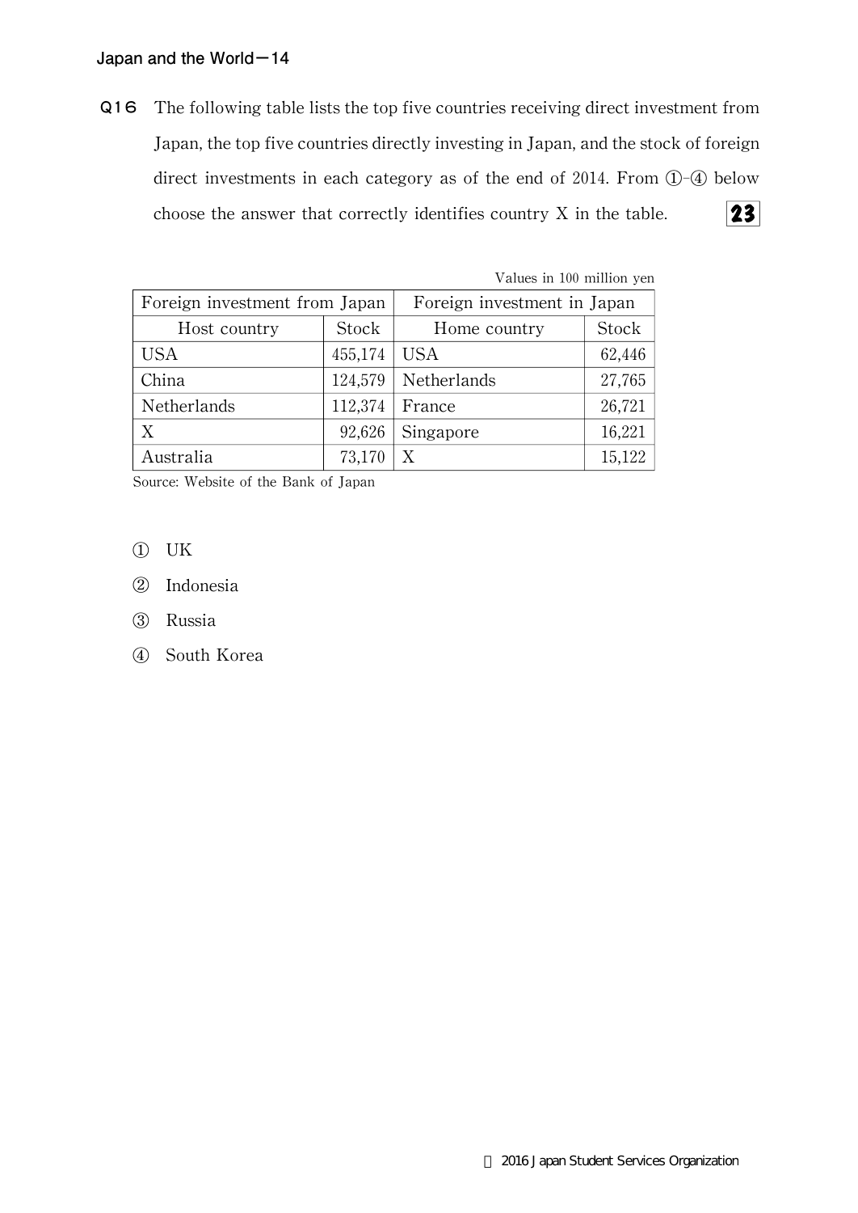**Q16** The following table lists the top five countries receiving direct investment from Japan, the top five countries directly investing in Japan, and the stock of foreign direct investments in each category as of the end of 2014. From ①-④ below choose the answer that correctly identifies country X in the table. **23**

Values in 100 million yen

| Foreign investment from Japan | | Foreign investment in Japan | |
|---|---|---|---|
| Host country | Stock | Home country | Stock |
| USA | 455,174 | USA | 62,446 |
| China | 124,579 | Netherlands | 27,765 |
| Netherlands | 112,374 | France | 26,721 |
| X | 92,626 | Singapore | 16,221 |
| Australia | 73,170 | X | 15,122 |

Source: Website of the Bank of Japan

① UK

② Indonesia

③ Russia

④ South Korea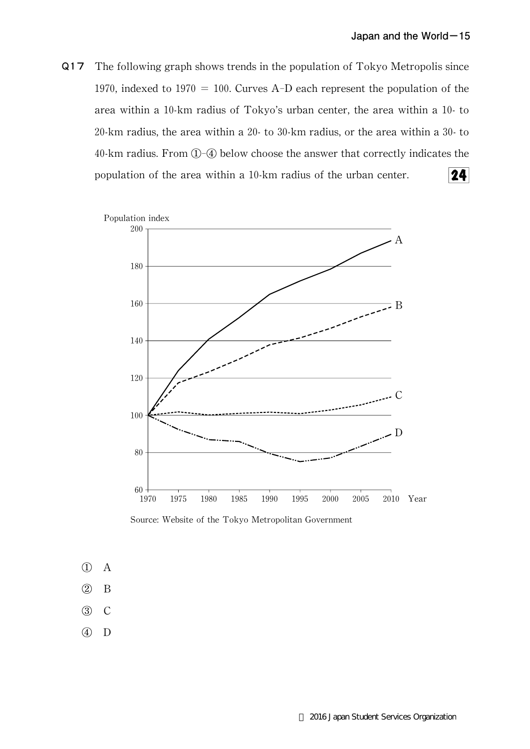**Q17** The following graph shows trends in the population of Tokyo Metropolis since 1970, indexed to 1970 = 100. Curves A–D each represent the population of the area within a 10-km radius of Tokyo's urban center, the area within a 10- to 20-km radius, the area within a 20- to 30-km radius, or the area within a 30- to 40-km radius. From ①–④ below choose the answer that correctly indicates the population of the area within a 10-km radius of the urban center. **24**

Population index

200
180
160
140
120
100
80
60

A
B
C
D

1970 1975 1980 1985 1990 1995 2000 2005 2010 Year

Source: Website of the Tokyo Metropolitan Government

① A

② B

③ C

④ D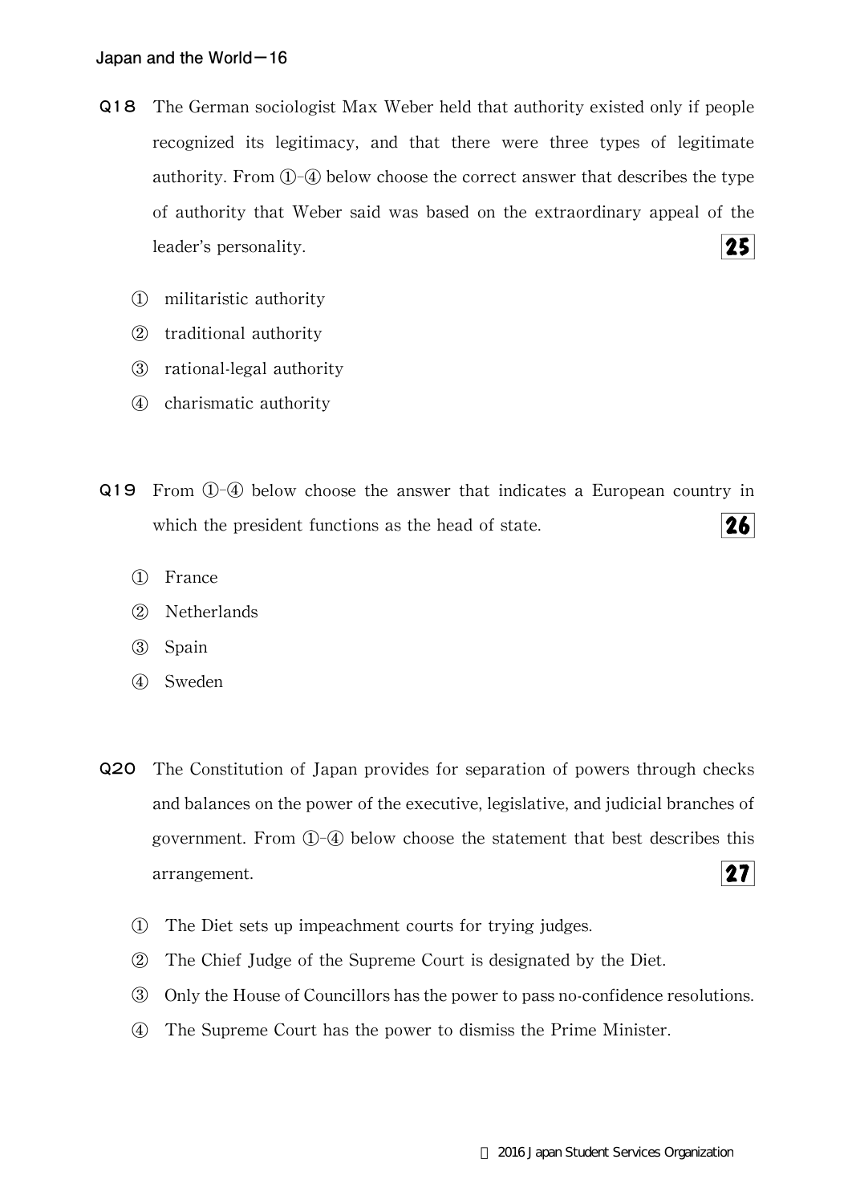**Q18** The German sociologist Max Weber held that authority existed only if people recognized its legitimacy, and that there were three types of legitimate authority. From ①-④ below choose the correct answer that describes the type of authority that Weber said was based on the extraordinary appeal of the leader's personality. **25**

① militaristic authority

② traditional authority

③ rational-legal authority

④ charismatic authority

**Q19** From ①-④ below choose the answer that indicates a European country in which the president functions as the head of state. **26**

① France

② Netherlands

③ Spain

④ Sweden

**Q20** The Constitution of Japan provides for separation of powers through checks and balances on the power of the executive, legislative, and judicial branches of government. From ①-④ below choose the statement that best describes this arrangement. **27**

① The Diet sets up impeachment courts for trying judges.

② The Chief Judge of the Supreme Court is designated by the Diet.

③ Only the House of Councillors has the power to pass no-confidence resolutions.

④ The Supreme Court has the power to dismiss the Prime Minister.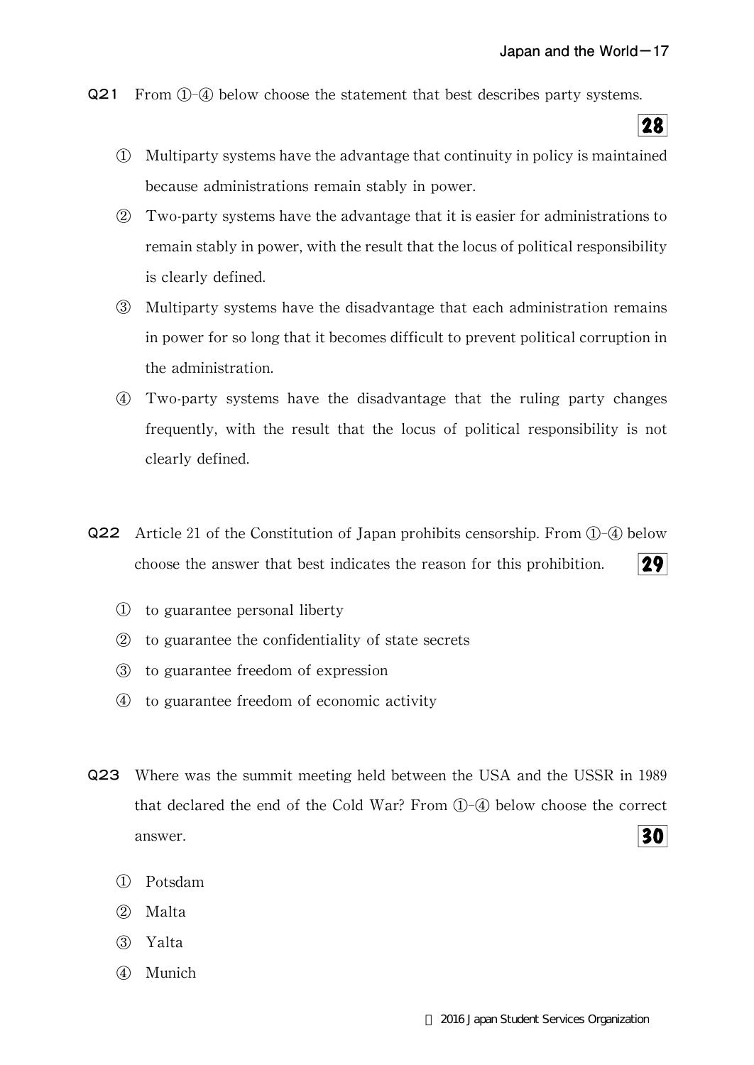**Q21** From ①-④ below choose the statement that best describes party systems.

**28**

① Multiparty systems have the advantage that continuity in policy is maintained because administrations remain stably in power.

② Two-party systems have the advantage that it is easier for administrations to remain stably in power, with the result that the locus of political responsibility is clearly defined.

③ Multiparty systems have the disadvantage that each administration remains in power for so long that it becomes difficult to prevent political corruption in the administration.

④ Two-party systems have the disadvantage that the ruling party changes frequently, with the result that the locus of political responsibility is not clearly defined.

**Q22** Article 21 of the Constitution of Japan prohibits censorship. From ①-④ below choose the answer that best indicates the reason for this prohibition. **29**

① to guarantee personal liberty

② to guarantee the confidentiality of state secrets

③ to guarantee freedom of expression

④ to guarantee freedom of economic activity

**Q23** Where was the summit meeting held between the USA and the USSR in 1989 that declared the end of the Cold War? From ①-④ below choose the correct answer. **30**

① Potsdam

② Malta

③ Yalta

④ Munich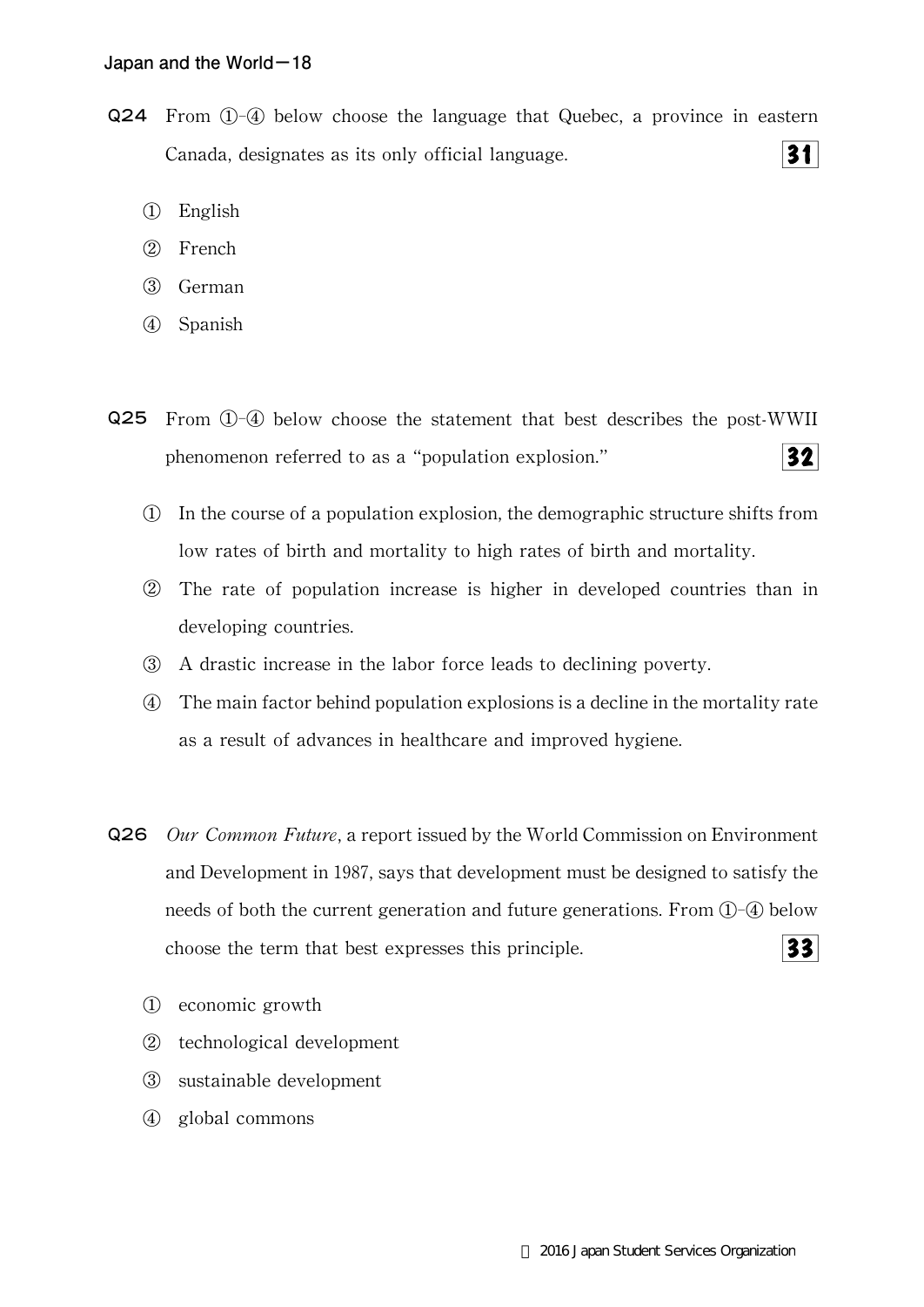**Q24** From ①-④ below choose the language that Quebec, a province in eastern Canada, designates as its only official language. **31**

① English

② French

③ German

④ Spanish

**Q25** From ①-④ below choose the statement that best describes the post-WWII phenomenon referred to as a "population explosion." **32**

① In the course of a population explosion, the demographic structure shifts from low rates of birth and mortality to high rates of birth and mortality.

② The rate of population increase is higher in developed countries than in developing countries.

③ A drastic increase in the labor force leads to declining poverty.

④ The main factor behind population explosions is a decline in the mortality rate as a result of advances in healthcare and improved hygiene.

**Q26** *Our Common Future*, a report issued by the World Commission on Environment and Development in 1987, says that development must be designed to satisfy the needs of both the current generation and future generations. From ①-④ below choose the term that best expresses this principle. **33**

① economic growth

② technological development

③ sustainable development

④ global commons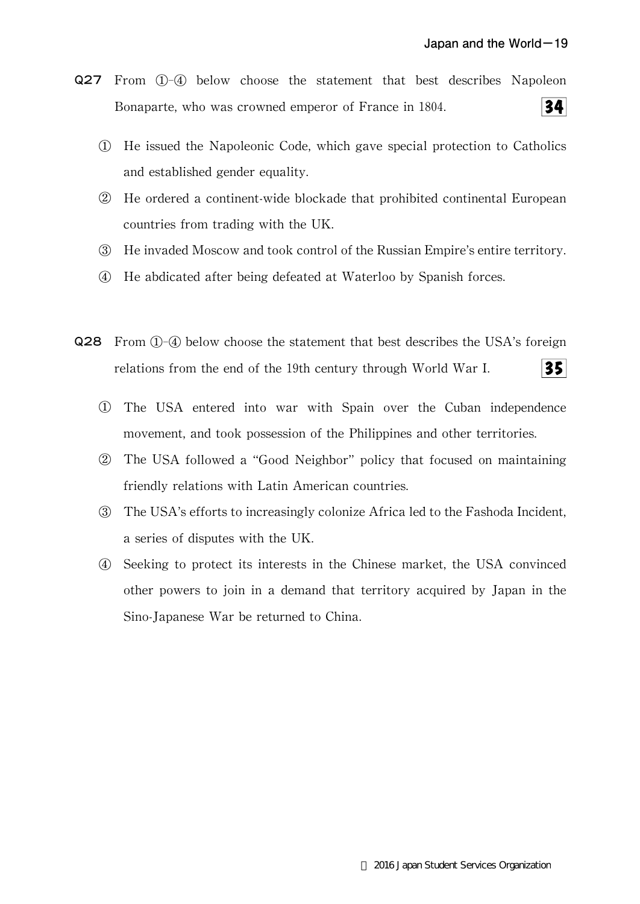**Q27** From ①-④ below choose the statement that best describes Napoleon Bonaparte, who was crowned emperor of France in 1804. **34**

① He issued the Napoleonic Code, which gave special protection to Catholics and established gender equality.

② He ordered a continent-wide blockade that prohibited continental European countries from trading with the UK.

③ He invaded Moscow and took control of the Russian Empire's entire territory.

④ He abdicated after being defeated at Waterloo by Spanish forces.

**Q28** From ①-④ below choose the statement that best describes the USA's foreign relations from the end of the 19th century through World War I. **35**

① The USA entered into war with Spain over the Cuban independence movement, and took possession of the Philippines and other territories.

② The USA followed a "Good Neighbor" policy that focused on maintaining friendly relations with Latin American countries.

③ The USA's efforts to increasingly colonize Africa led to the Fashoda Incident, a series of disputes with the UK.

④ Seeking to protect its interests in the Chinese market, the USA convinced other powers to join in a demand that territory acquired by Japan in the Sino-Japanese War be returned to China.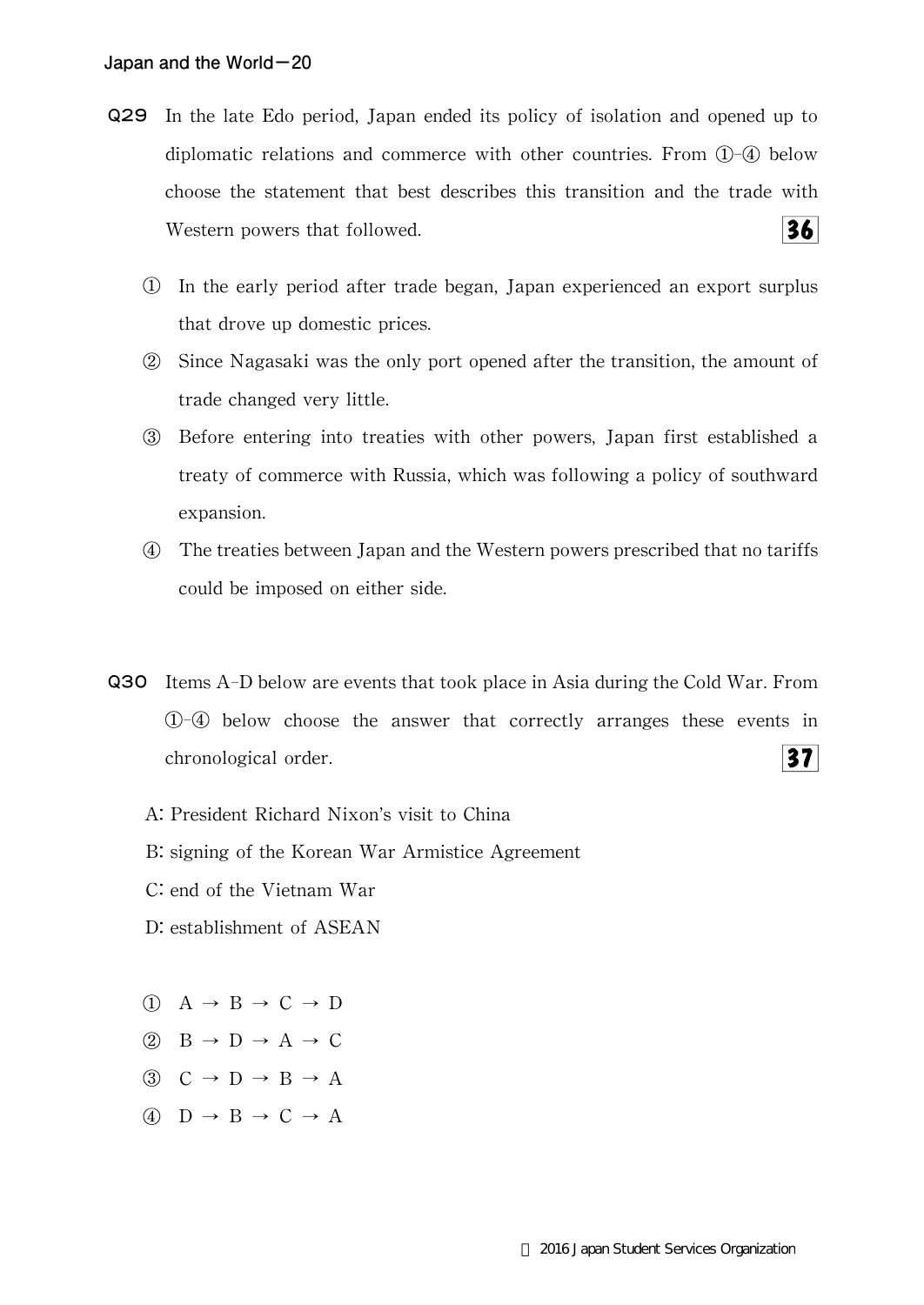**Q29** In the late Edo period, Japan ended its policy of isolation and opened up to diplomatic relations and commerce with other countries. From ①-④ below choose the statement that best describes this transition and the trade with Western powers that followed. **36**

① In the early period after trade began, Japan experienced an export surplus that drove up domestic prices.

② Since Nagasaki was the only port opened after the transition, the amount of trade changed very little.

③ Before entering into treaties with other powers, Japan first established a treaty of commerce with Russia, which was following a policy of southward expansion.

④ The treaties between Japan and the Western powers prescribed that no tariffs could be imposed on either side.

**Q30** Items A-D below are events that took place in Asia during the Cold War. From ①-④ below choose the answer that correctly arranges these events in chronological order. **37**

A: President Richard Nixon's visit to China

B: signing of the Korean War Armistice Agreement

C: end of the Vietnam War

D: establishment of ASEAN

① A → B → C → D

② B → D → A → C

③ C → D → B → A

④ D → B → C → A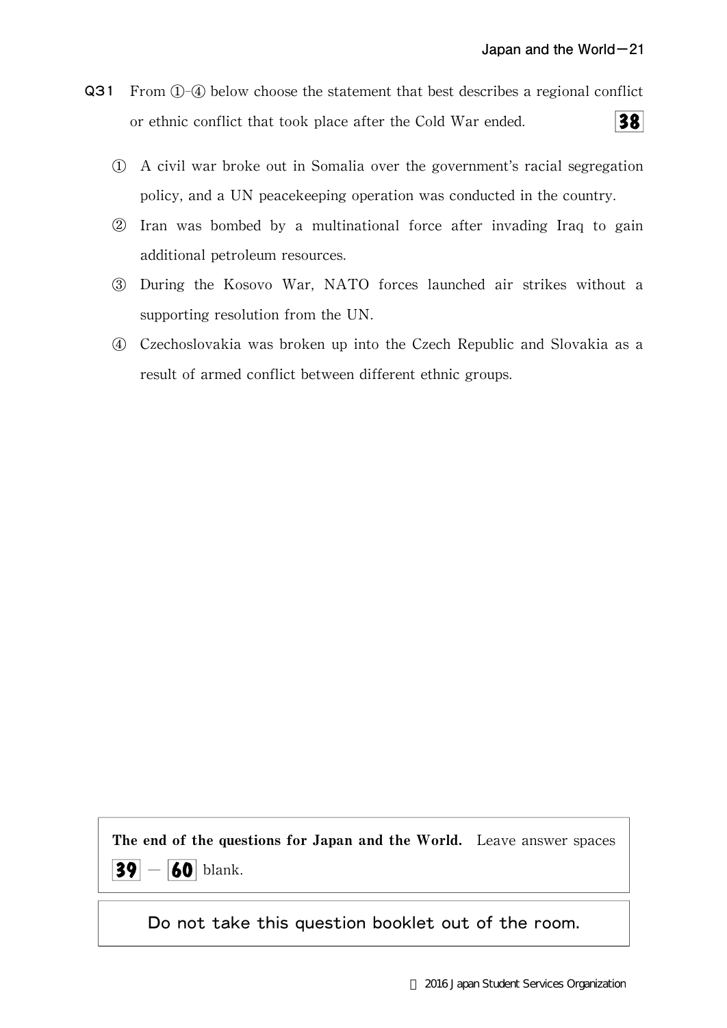**Q31** From ①-④ below choose the statement that best describes a regional conflict or ethnic conflict that took place after the Cold War ended. **38**

① A civil war broke out in Somalia over the government's racial segregation policy, and a UN peacekeeping operation was conducted in the country.

② Iran was bombed by a multinational force after invading Iraq to gain additional petroleum resources.

③ During the Kosovo War, NATO forces launched air strikes without a supporting resolution from the UN.

④ Czechoslovakia was broken up into the Czech Republic and Slovakia as a result of armed conflict between different ethnic groups.

**The end of the questions for Japan and the World.** Leave answer spaces **39** — **60** blank.

Do not take this question booklet out of the room.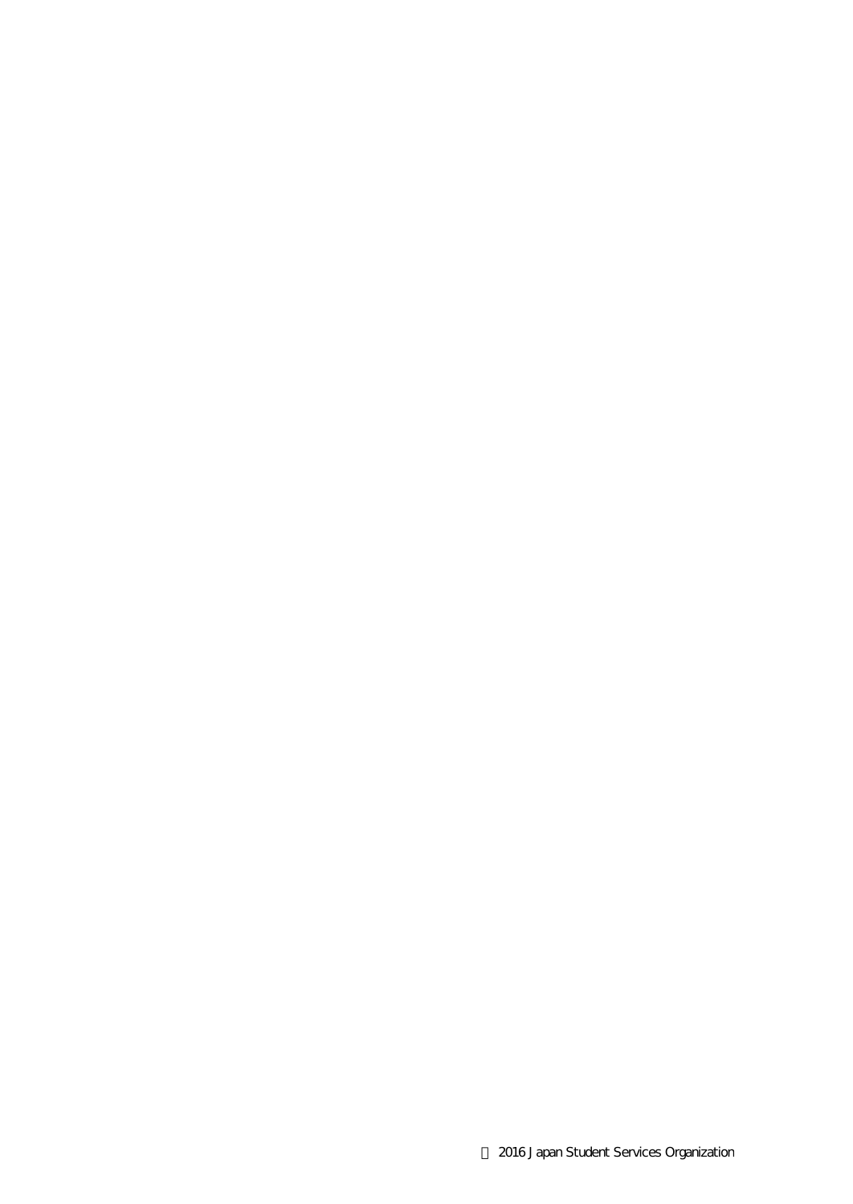Ⓒ 2016 Japan Student Services Organization